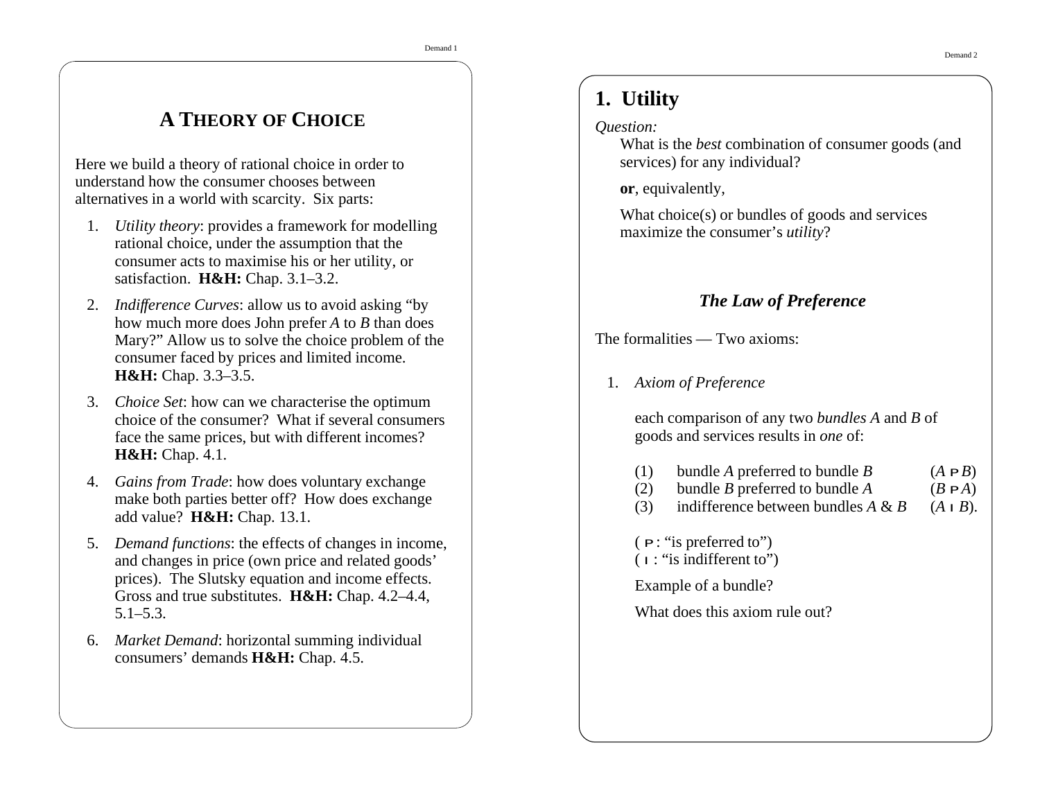## A THEORY OF CHOICE

Here we build a theory of rational choice in order to understand how the consumer chooses between alternatives in a world with scarcity. Six parts:

1. *Utility theory*: provides a framework for modelling rational choice, under the assumption that the consumer acts to maximise his or her utility, or satisfaction. **H&H:** Chap. 3.1–3.2.
2. *Indifference Curves*: allow us to avoid asking "by how much more does John prefer *A* to *B* than does Mary?" Allow us to solve the choice problem of the consumer faced by prices and limited income. **H&H:** Chap. 3.3–3.5.
3. *Choice Set*: how can we characterise the optimum choice of the consumer? What if several consumers face the same prices, but with different incomes? **H&H:** Chap. 4.1.
4. *Gains from Trade*: how does voluntary exchange make both parties better off? How does exchange add value? **H&H:** Chap. 13.1.
5. *Demand functions*: the effects of changes in income, and changes in price (own price and related goods' prices). The Slutsky equation and income effects. Gross and true substitutes. **H&H:** Chap. 4.2–4.4, 5.1–5.3.
6. *Market Demand*: horizontal summing individual consumers' demands **H&H:** Chap. 4.5.

# 1. Utility

*Question:*

What is the *best* combination of consumer goods (and services) for any individual?

**or**, equivalently,

What choice(s) or bundles of goods and services maximize the consumer's *utility*?

### *The Law of Preference*

The formalities — Two axioms:

1. *Axiom of Preference*

   each comparison of any two *bundles A* and *B* of goods and services results in *one* of:

   | | | |
   |---|---|---|
   | (1) | bundle *A* preferred to bundle *B* | ($A \succ B$) |
   | (2) | bundle *B* preferred to bundle *A* | ($B \succ A$) |
   | (3) | indifference between bundles *A* & *B* | ($A \sim B$). |

   ( $\succ$ : "is preferred to")
   ( $\sim$ : "is indifferent to")

   Example of a bundle?

   What does this axiom rule out?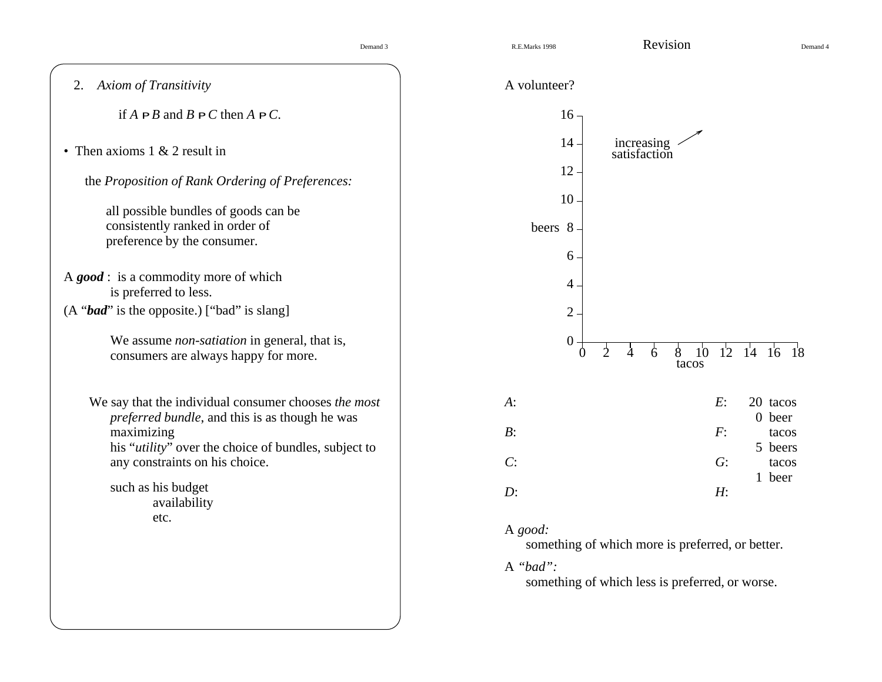2. *Axiom of Transitivity*

if $A \text{ P } B$ and $B \text{ P } C$ then $A \text{ P } C$.

- Then axioms 1 & 2 result in

  the *Proposition of Rank Ordering of Preferences:*

  all possible bundles of goods can be consistently ranked in order of preference by the consumer.

A ***good*** : is a commodity more of which is preferred to less.

(A "***bad***" is the opposite.) ["bad" is slang]

We assume *non-satiation* in general, that is, consumers are always happy for more.

We say that the individual consumer chooses *the most preferred bundle*, and this is as though he was maximizing his "*utility*" over the choice of bundles, subject to any constraints on his choice.

such as his budget
availability
etc.

## Revision

A volunteer?

beers (vertical axis, 0–16) vs. tacos (horizontal axis, 0–18); increasing satisfaction ↗

| | | | |
|---|---|---|---|
| *A*: | | *E*: | 20 tacos, 0 beer |
| *B*: | | *F*: | tacos, 5 beers |
| *C*: | | *G*: | tacos, 1 beer |
| *D*: | | *H*: | |

A *good:*
something of which more is preferred, or better.

A *"bad":*
something of which less is preferred, or worse.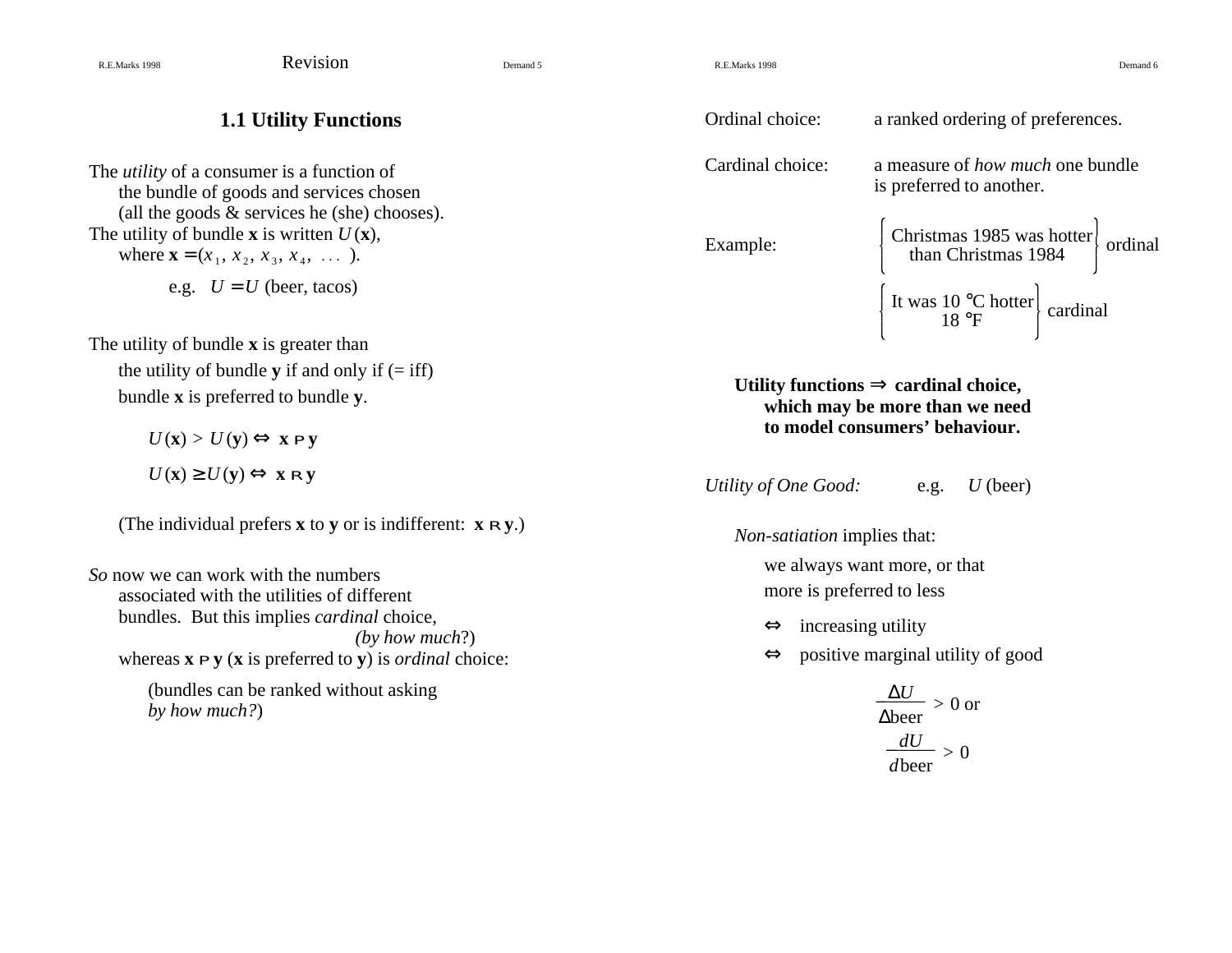## 1.1 Utility Functions

The *utility* of a consumer is a function of
the bundle of goods and services chosen
(all the goods & services he (she) chooses).
The utility of bundle **x** is written $U(\mathbf{x})$,
where $\mathbf{x} = (x_1, x_2, x_3, x_4, \ldots)$.

e.g. $U = U$ (beer, tacos)

The utility of bundle **x** is greater than
the utility of bundle **y** if and only if (= iff)
bundle **x** is preferred to bundle **y**.

$U(\mathbf{x}) > U(\mathbf{y}) \Leftrightarrow \mathbf{x} \ \mathrm{P} \ \mathbf{y}$

$U(\mathbf{x}) \geq U(\mathbf{y}) \Leftrightarrow \mathbf{x} \ \mathrm{R} \ \mathbf{y}$

(The individual prefers **x** to **y** or is indifferent: $\mathbf{x} \ \mathrm{R} \ \mathbf{y}$.)

*So* now we can work with the numbers
associated with the utilities of different
bundles. But this implies *cardinal* choice,
*(by how much?)*
whereas $\mathbf{x} \ \mathrm{P} \ \mathbf{y}$ (**x** is preferred to **y**) is *ordinal* choice:

(bundles can be ranked without asking
*by how much?*)

Ordinal choice: a ranked ordering of preferences.

Cardinal choice: a measure of *how much* one bundle is preferred to another.

Example:

{ Christmas 1985 was hotter than Christmas 1984 } ordinal

{ It was 10 °C hotter / 18 °F } cardinal

**Utility functions ⇒ cardinal choice, which may be more than we need to model consumers' behaviour.**

*Utility of One Good:* e.g. $U$ (beer)

*Non-satiation* implies that:

we always want more, or that
more is preferred to less

⇔ increasing utility

⇔ positive marginal utility of good

$$\frac{\Delta U}{\Delta \text{beer}} > 0 \text{ or}$$

$$\frac{dU}{d\,\text{beer}} > 0$$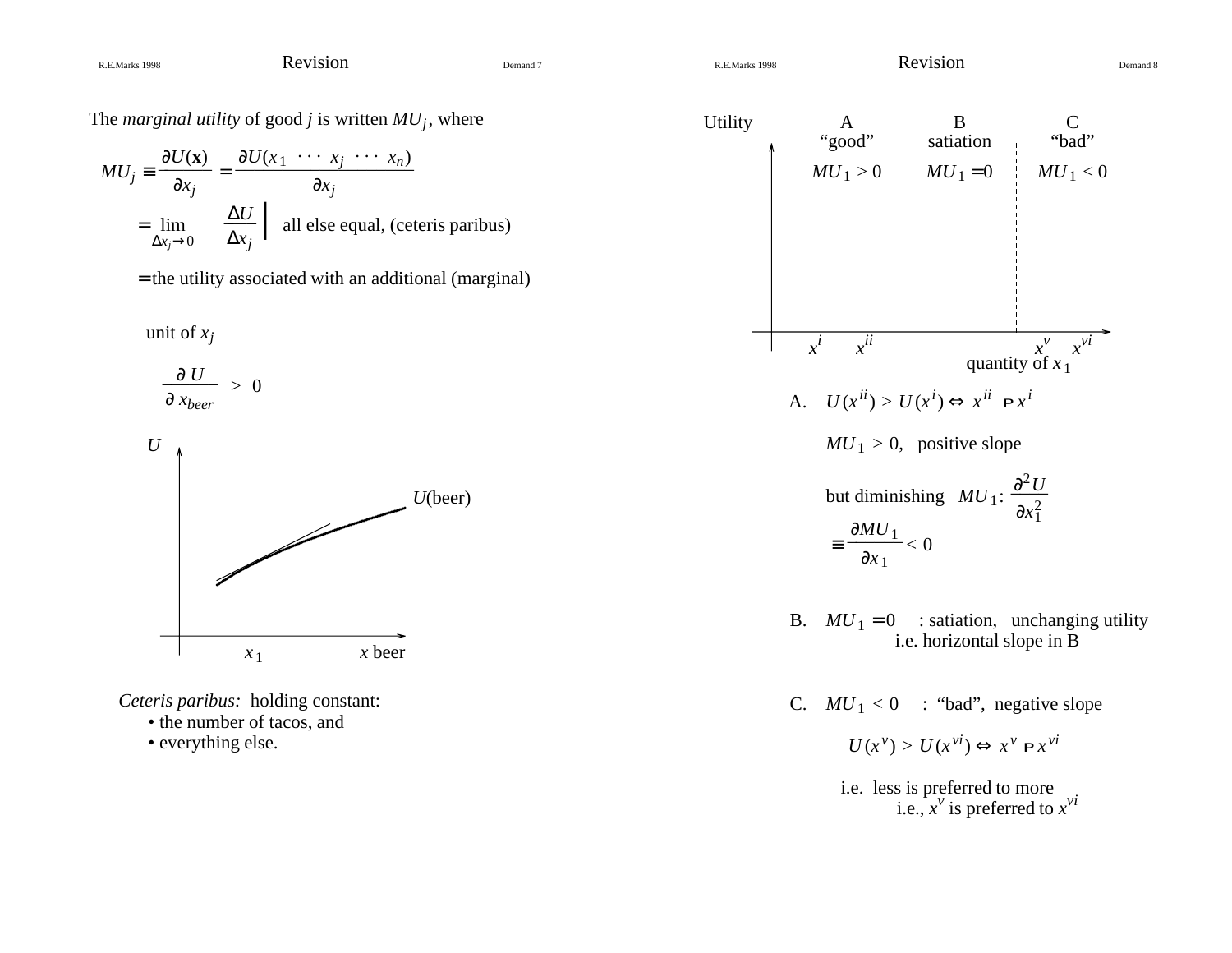## Revision

The *marginal utility* of good $j$ is written $MU_j$, where

$$MU_j \equiv \frac{\partial U(\mathbf{x})}{\partial x_j} = \frac{\partial U(x_1 \; \cdots \; x_j \; \cdots \; x_n)}{\partial x_j}$$

$$= \lim_{\Delta x_j \to 0} \left. \frac{\Delta U}{\Delta x_j} \right| \text{ all else equal, (ceteris paribus)}$$

= the utility associated with an additional (marginal) unit of $x_j$

$$\frac{\partial U}{\partial x_{beer}} > 0$$

$U$

$U$(beer)

$x_1$ &nbsp;&nbsp;&nbsp; $x$ beer

*Ceteris paribus:* holding constant:

- the number of tacos, and
- everything else.

## Revision

| Utility | A "good" | B satiation | C "bad" |
|---|---|---|---|
| | $MU_1 > 0$ | $MU_1 = 0$ | $MU_1 < 0$ |

$x^i$ &nbsp; $x^{ii}$ &nbsp;&nbsp;&nbsp; $x^v$ &nbsp; $x^{vi}$

quantity of $x_1$

A. $U(x^{ii}) > U(x^i) \Leftrightarrow x^{ii} \; \mathrm{P} \; x^i$

$MU_1 > 0$, positive slope

but diminishing $MU_1$: $\dfrac{\partial^2 U}{\partial x_1^2} \equiv \dfrac{\partial MU_1}{\partial x_1} < 0$

B. $MU_1 = 0$ : satiation, unchanging utility
i.e. horizontal slope in B

C. $MU_1 < 0$ : "bad", negative slope

$U(x^v) > U(x^{vi}) \Leftrightarrow x^v \; \mathrm{P} \; x^{vi}$

i.e. less is preferred to more
i.e., $x^v$ is preferred to $x^{vi}$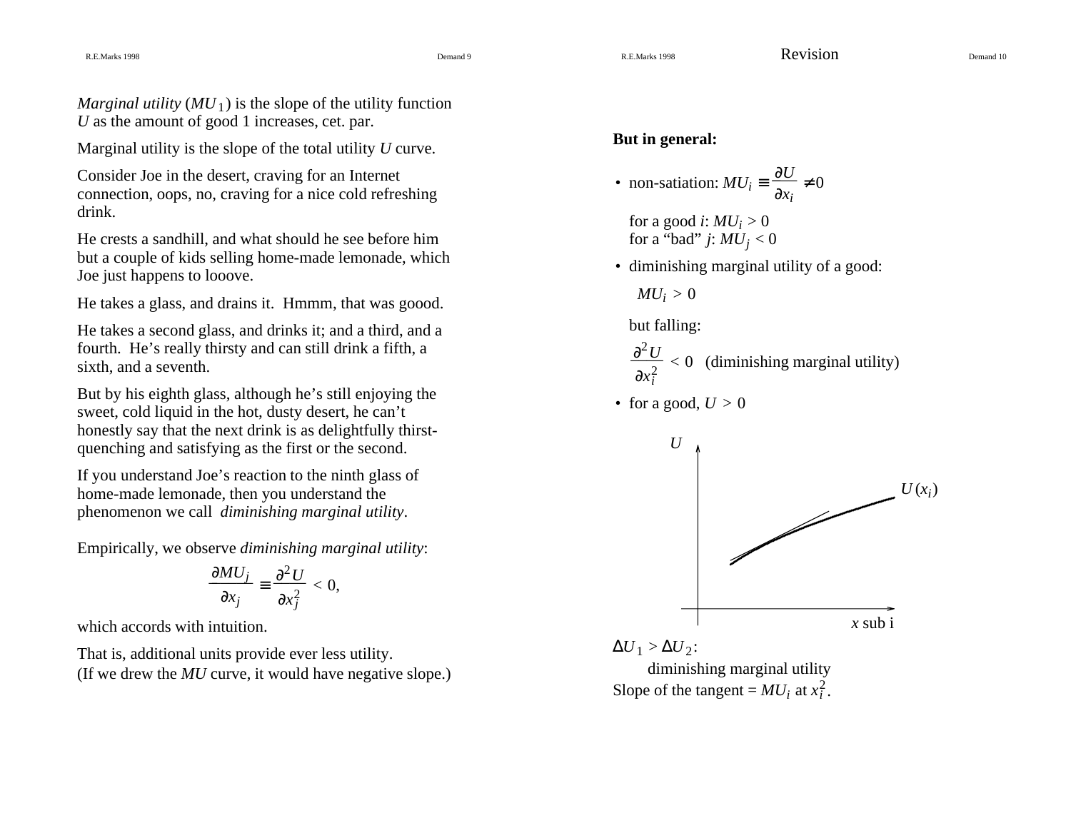*Marginal utility* ($MU_1$) is the slope of the utility function $U$ as the amount of good 1 increases, cet. par.

Marginal utility is the slope of the total utility $U$ curve.

Consider Joe in the desert, craving for an Internet connection, oops, no, craving for a nice cold refreshing drink.

He crests a sandhill, and what should he see before him but a couple of kids selling home-made lemonade, which Joe just happens to looove.

He takes a glass, and drains it. Hmmm, that was goood.

He takes a second glass, and drinks it; and a third, and a fourth. He's really thirsty and can still drink a fifth, a sixth, and a seventh.

But by his eighth glass, although he's still enjoying the sweet, cold liquid in the hot, dusty desert, he can't honestly say that the next drink is as delightfully thirst-quenching and satisfying as the first or the second.

If you understand Joe's reaction to the ninth glass of home-made lemonade, then you understand the phenomenon we call *diminishing marginal utility*.

Empirically, we observe *diminishing marginal utility*:

$$\frac{\partial MU_j}{\partial x_j} \equiv \frac{\partial^2 U}{\partial x_j^2} < 0,$$

which accords with intuition.

That is, additional units provide ever less utility.
(If we drew the $MU$ curve, it would have negative slope.)

## Revision

**But in general:**

- non-satiation: $MU_i \equiv \dfrac{\partial U}{\partial x_i} \neq 0$

  for a good $i$: $MU_i > 0$
  for a "bad" $j$: $MU_j < 0$

- diminishing marginal utility of a good:

  $MU_i > 0$

  but falling:

  $\dfrac{\partial^2 U}{\partial x_i^2} < 0$ (diminishing marginal utility)

- for a good, $U > 0$

$\Delta U_1 > \Delta U_2$:
diminishing marginal utility
Slope of the tangent = $MU_i$ at $x_i^2$.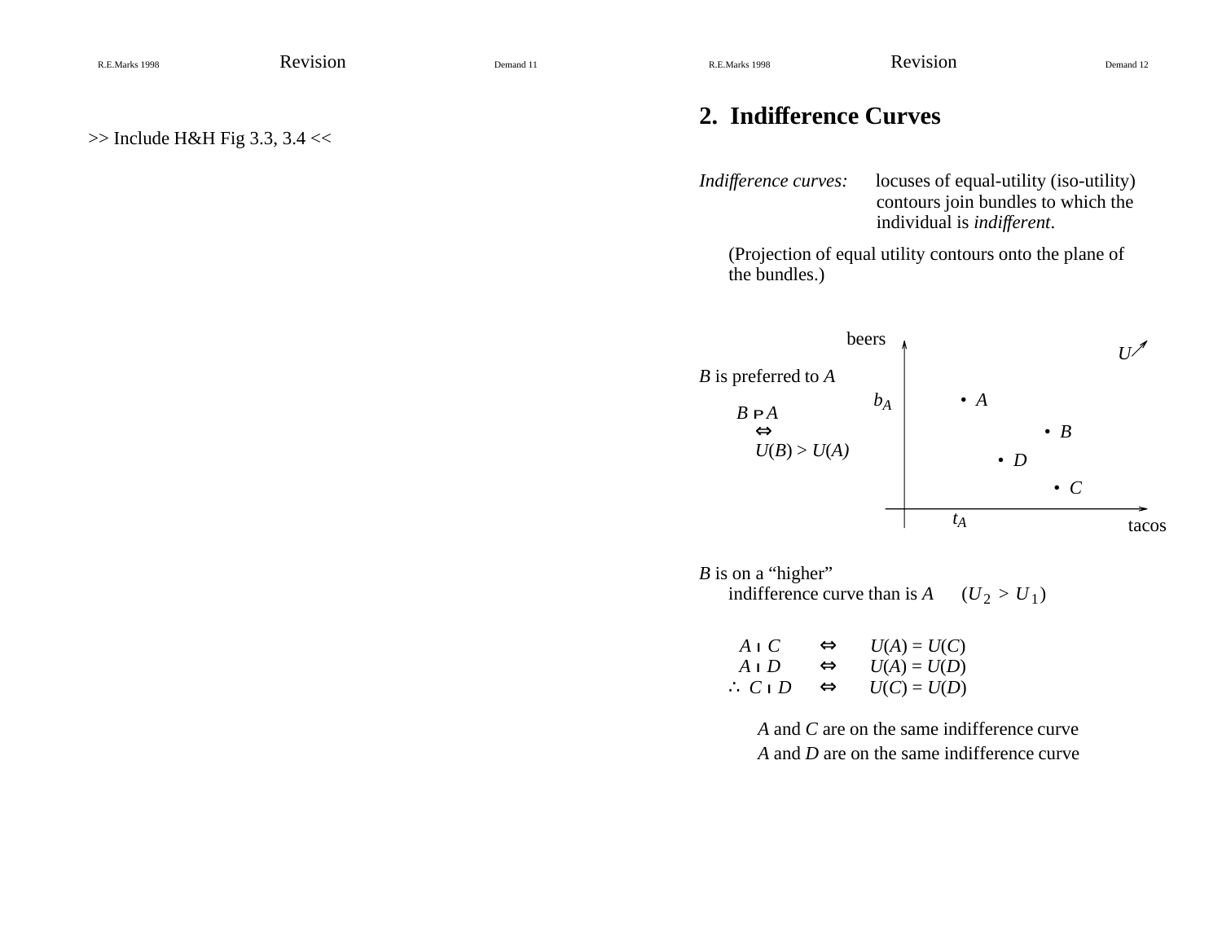>> Include H&H Fig 3.3, 3.4 <<

## 2. Indifference Curves

*Indifference curves:* locuses of equal-utility (iso-utility) contours join bundles to which the individual is *indifferent*.

(Projection of equal utility contours onto the plane of the bundles.)

$B$ is preferred to $A$

$B \succ A$

$\Leftrightarrow$

$U(B) > U(A)$

beers

$U$

$b_A$

• $A$

• $B$

• $D$

• $C$

$t_A$

tacos

$B$ is on a "higher" indifference curve than is $A$ $(U_2 > U_1)$

$$A \sim C \quad \Leftrightarrow \quad U(A) = U(C)$$
$$A \sim D \quad \Leftrightarrow \quad U(A) = U(D)$$
$$\therefore \; C \sim D \quad \Leftrightarrow \quad U(C) = U(D)$$

*A* and *C* are on the same indifference curve
*A* and *D* are on the same indifference curve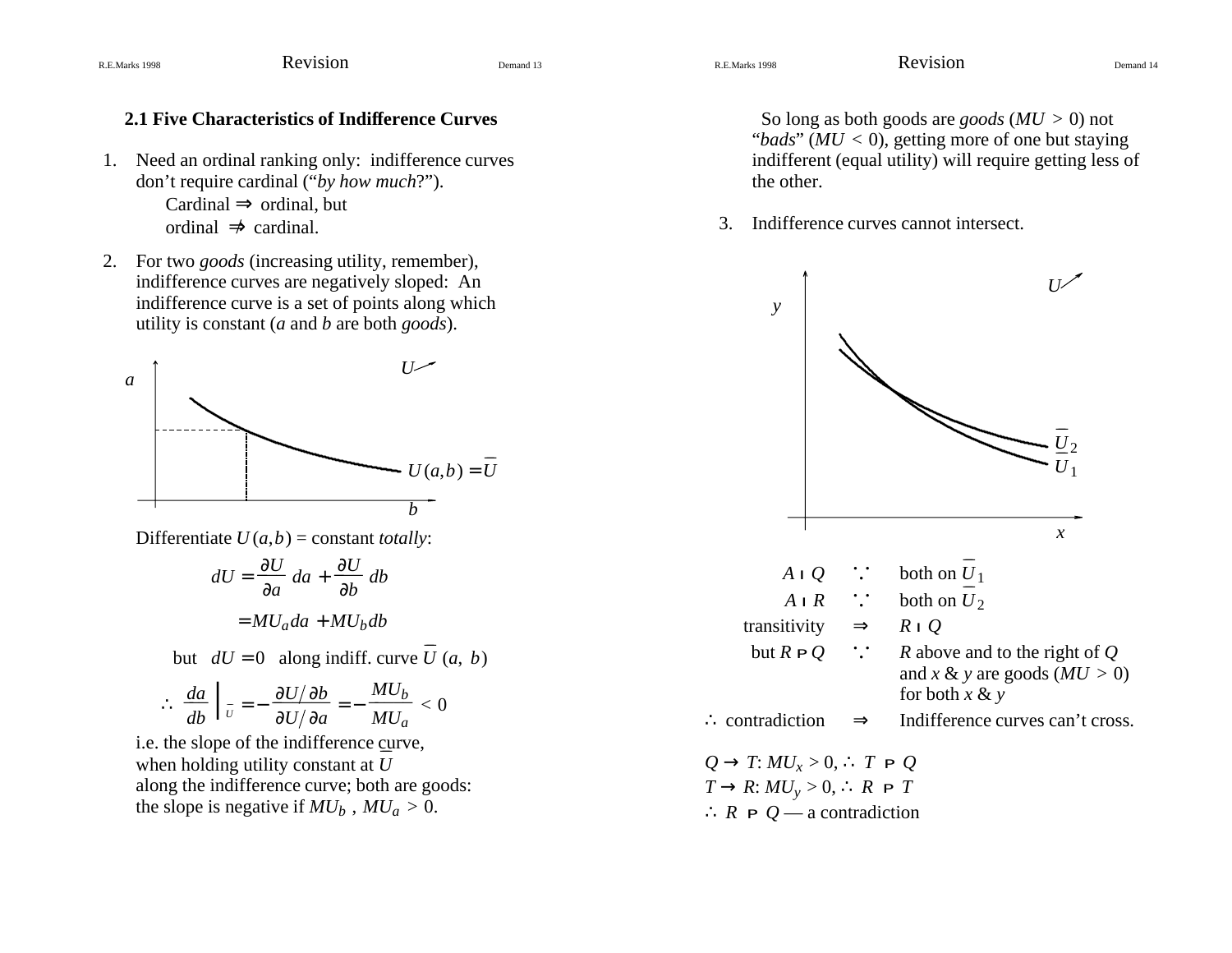## 2.1 Five Characteristics of Indifference Curves

1. Need an ordinal ranking only: indifference curves don't require cardinal ("*by how much*?").
   Cardinal $\Rightarrow$ ordinal, but
   ordinal $\not\Rightarrow$ cardinal.

2. For two *goods* (increasing utility, remember), indifference curves are negatively sloped: An indifference curve is a set of points along which utility is constant ($a$ and $b$ are both *goods*).

Differentiate $U(a,b)$ = constant *totally*:

$$dU = \frac{\partial U}{\partial a}\, da + \frac{\partial U}{\partial b}\, db$$

$$= MU_a da + MU_b db$$

but $dU = 0$ along indiff. curve $\bar{U}$ $(a, b)$

$$\therefore \left. \frac{da}{db} \right|_{\bar{U}} = -\frac{\partial U / \partial b}{\partial U / \partial a} = -\frac{MU_b}{MU_a} < 0$$

i.e. the slope of the indifference curve, when holding utility constant at $\bar{U}$ along the indifference curve; both are goods: the slope is negative if $MU_b$ , $MU_a > 0$.

So long as both goods are *goods* ($MU > 0$) not "*bads*" ($MU < 0$), getting more of one but staying indifferent (equal utility) will require getting less of the other.

3. Indifference curves cannot intersect.

| | | |
|---|---|---|
| $A \sim Q$ | $\because$ | both on $\bar{U}_1$ |
| $A \sim R$ | $\because$ | both on $\bar{U}_2$ |
| transitivity | $\Rightarrow$ | $R \sim Q$ |
| but $R \succ Q$ | $\because$ | $R$ above and to the right of $Q$ and $x$ & $y$ are goods ($MU > 0$) for both $x$ & $y$ |
| $\therefore$ contradiction | $\Rightarrow$ | Indifference curves can't cross. |

$Q \rightarrow T$: $MU_x > 0$, $\therefore$ $T \succ Q$
$T \rightarrow R$: $MU_y > 0$, $\therefore$ $R \succ T$
$\therefore$ $R \succ Q$ — a contradiction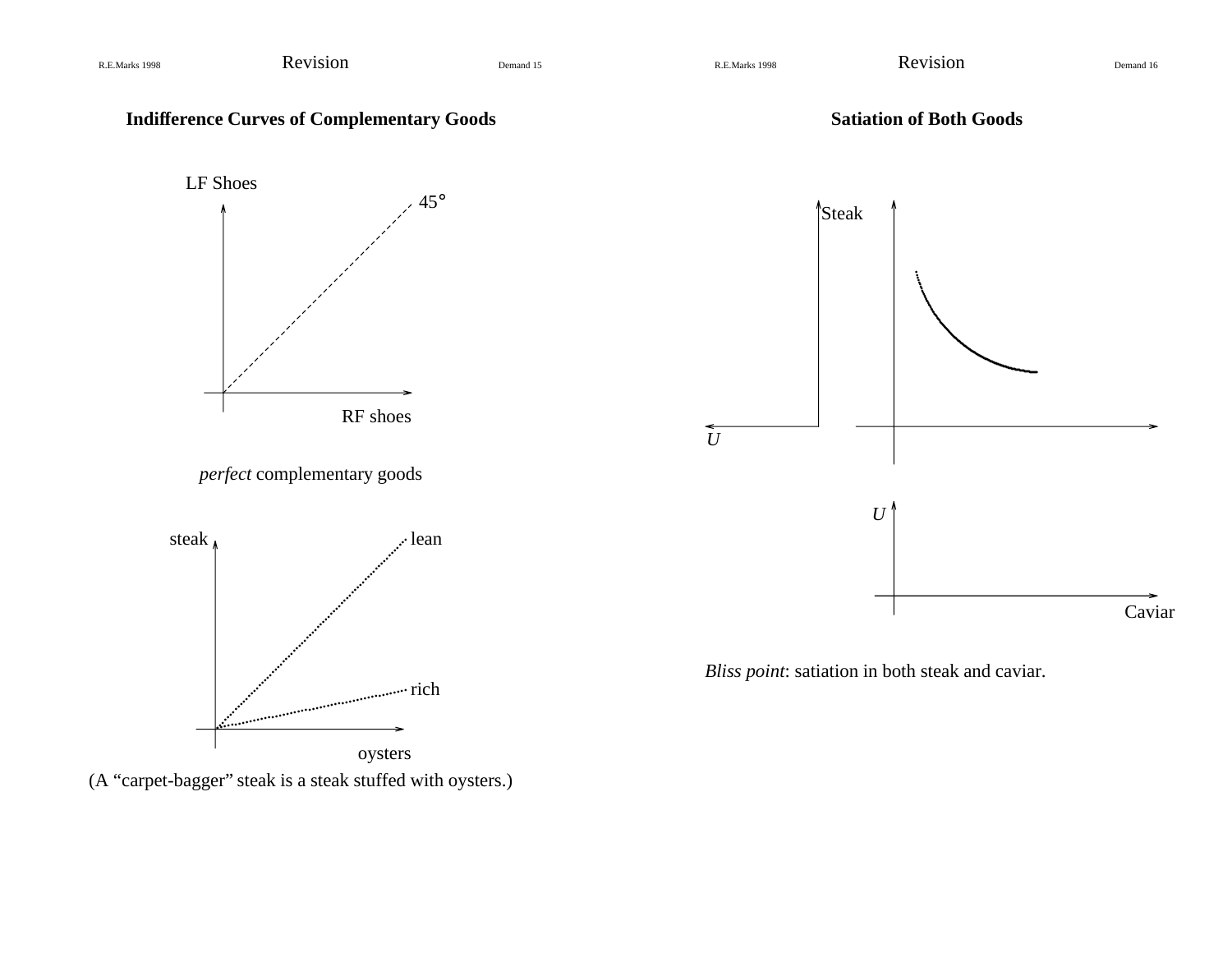## Indifference Curves of Complementary Goods

LF Shoes

45°

RF shoes

*perfect* complementary goods

steak

lean

rich

oysters

(A "carpet-bagger" steak is a steak stuffed with oysters.)

## Satiation of Both Goods

Steak

$U$

$U$

Caviar

*Bliss point*: satiation in both steak and caviar.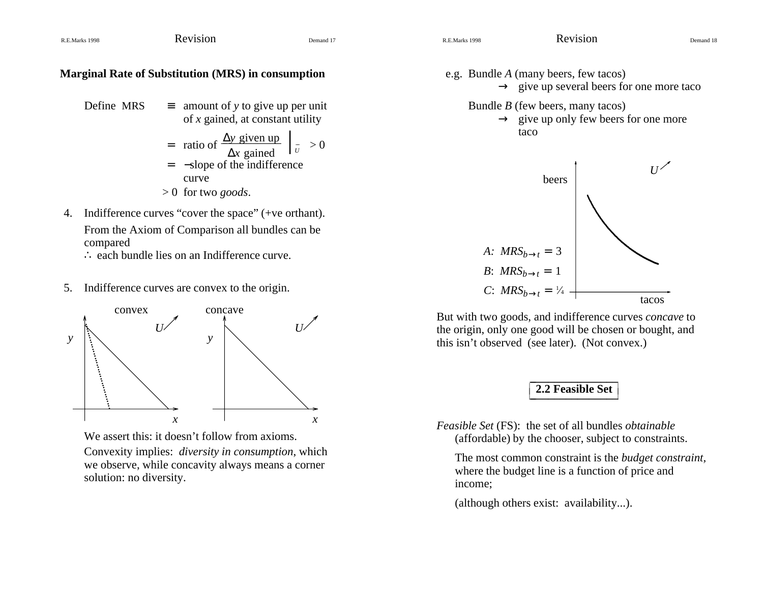**Marginal Rate of Substitution (MRS) in consumption**

Define MRS $\equiv$ amount of $y$ to give up per unit of $x$ gained, at constant utility

$= $ ratio of $\left.\dfrac{\Delta y \text{ given up}}{\Delta x \text{ gained}}\right|_{\bar{U}} > 0$

$=$ $-$slope of the indifference curve

$> 0$ for two *goods*.

4. Indifference curves "cover the space" (+ve orthant).

   From the Axiom of Comparison all bundles can be compared
   $\therefore$ each bundle lies on an Indifference curve.

5. Indifference curves are convex to the origin.

convex — concave

We assert this: it doesn't follow from axioms.

Convexity implies: *diversity in consumption*, which we observe, while concavity always means a corner solution: no diversity.

e.g. Bundle $A$ (many beers, few tacos)
→ give up several beers for one more taco

Bundle $B$ (few beers, many tacos)
→ give up only few beers for one more taco

$A$: $MRS_{b \to t} = 3$

$B$: $MRS_{b \to t} = 1$

$C$: $MRS_{b \to t} = \frac{1}{4}$

But with two goods, and indifference curves *concave* to the origin, only one good will be chosen or bought, and this isn't observed (see later). (Not convex.)

## 2.2 Feasible Set

*Feasible Set* (FS): the set of all bundles *obtainable* (affordable) by the chooser, subject to constraints.

The most common constraint is the *budget constraint*, where the budget line is a function of price and income;

(although others exist: availability...).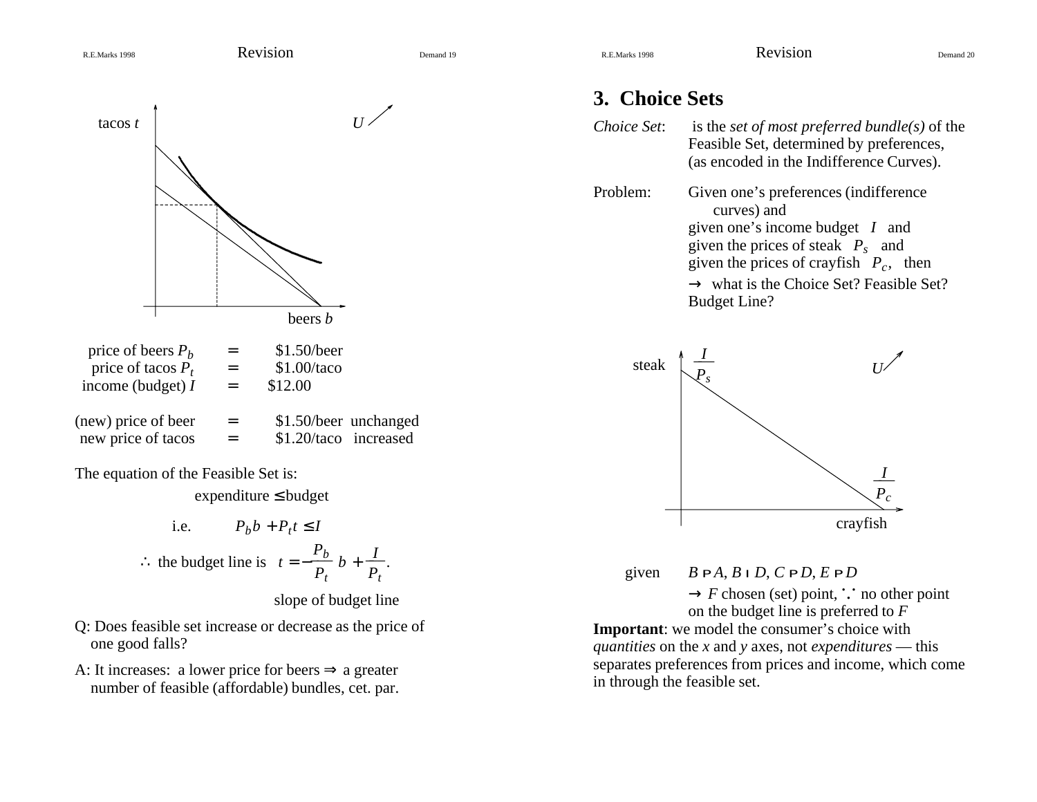tacos $t$

$U$

beers $b$

| | | |
|---|---|---|
| price of beers $P_b$ | = | \$1.50/beer |
| price of tacos $P_t$ | = | \$1.00/taco |
| income (budget) $I$ | = | \$12.00 |
| (new) price of beer | = | \$1.50/beer unchanged |
| new price of tacos | = | \$1.20/taco increased |

The equation of the Feasible Set is:

expenditure ≤ budget

i.e. $P_b b + P_t t \leq I$

$$\therefore \text{ the budget line is } \quad t = -\frac{P_b}{P_t} b + \frac{I}{P_t}.$$

slope of budget line

Q: Does feasible set increase or decrease as the price of one good falls?

A: It increases: a lower price for beers ⇒ a greater number of feasible (affordable) bundles, cet. par.

## 3. Choice Sets

*Choice Set*: is the *set of most preferred bundle(s)* of the Feasible Set, determined by preferences, (as encoded in the Indifference Curves).

Problem: Given one's preferences (indifference curves) and
given one's income budget $I$ and
given the prices of steak $P_s$ and
given the prices of crayfish $P_c$, then
→ what is the Choice Set? Feasible Set? Budget Line?

steak $\frac{I}{P_s}$

$U$

$\frac{I}{P_c}$

crayfish

given $B \text{ P } A$, $B \text{ I } D$, $C \text{ P } D$, $E \text{ P } D$
→ $F$ chosen (set) point, ∵ no other point on the budget line is preferred to $F$

**Important**: we model the consumer's choice with *quantities* on the $x$ and $y$ axes, not *expenditures* — this separates preferences from prices and income, which come in through the feasible set.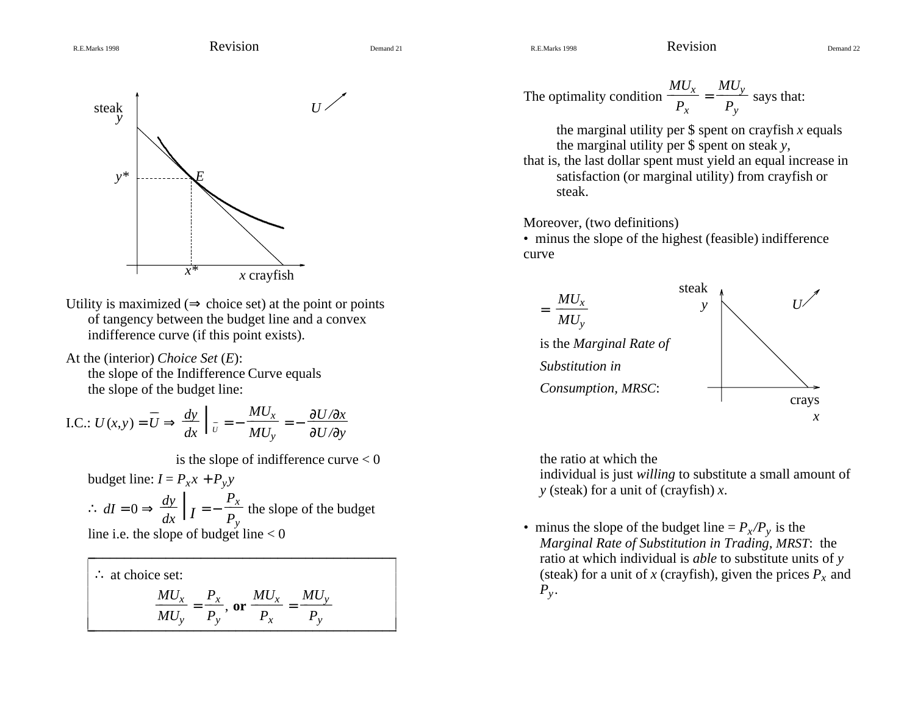## Revision

Utility is maximized ($\Rightarrow$ choice set) at the point or points of tangency between the budget line and a convex indifference curve (if this point exists).

At the (interior) *Choice Set* ($E$):
the slope of the Indifference Curve equals the slope of the budget line:

I.C.: $U(x,y) = \bar{U} \Rightarrow \left.\dfrac{dy}{dx}\right|_{\bar{U}} = -\dfrac{MU_x}{MU_y} = -\dfrac{\partial U/\partial x}{\partial U/\partial y}$

is the slope of indifference curve < 0

budget line: $I = P_x x + P_y y$

$\therefore\ dI = 0 \Rightarrow \left.\dfrac{dy}{dx}\right|_{I} = -\dfrac{P_x}{P_y}$ the slope of the budget line i.e. the slope of budget line < 0

$\therefore$ at choice set:

$$\frac{MU_x}{MU_y} = \frac{P_x}{P_y}, \textbf{ or } \frac{MU_x}{P_x} = \frac{MU_y}{P_y}$$

## Revision

The optimality condition $\dfrac{MU_x}{P_x} = \dfrac{MU_y}{P_y}$ says that:

the marginal utility per \$ spent on crayfish $x$ equals the marginal utility per \$ spent on steak $y$,

that is, the last dollar spent must yield an equal increase in satisfaction (or marginal utility) from crayfish or steak.

Moreover, (two definitions)

- minus the slope of the highest (feasible) indifference curve

$= \dfrac{MU_x}{MU_y}$

is the *Marginal Rate of Substitution in Consumption, MRSC*:

the ratio at which the individual is just *willing* to substitute a small amount of $y$ (steak) for a unit of (crayfish) $x$.

- minus the slope of the budget line = $P_x/P_y$ is the *Marginal Rate of Substitution in Trading, MRST*: the ratio at which individual is *able* to substitute units of $y$ (steak) for a unit of $x$ (crayfish), given the prices $P_x$ and $P_y$.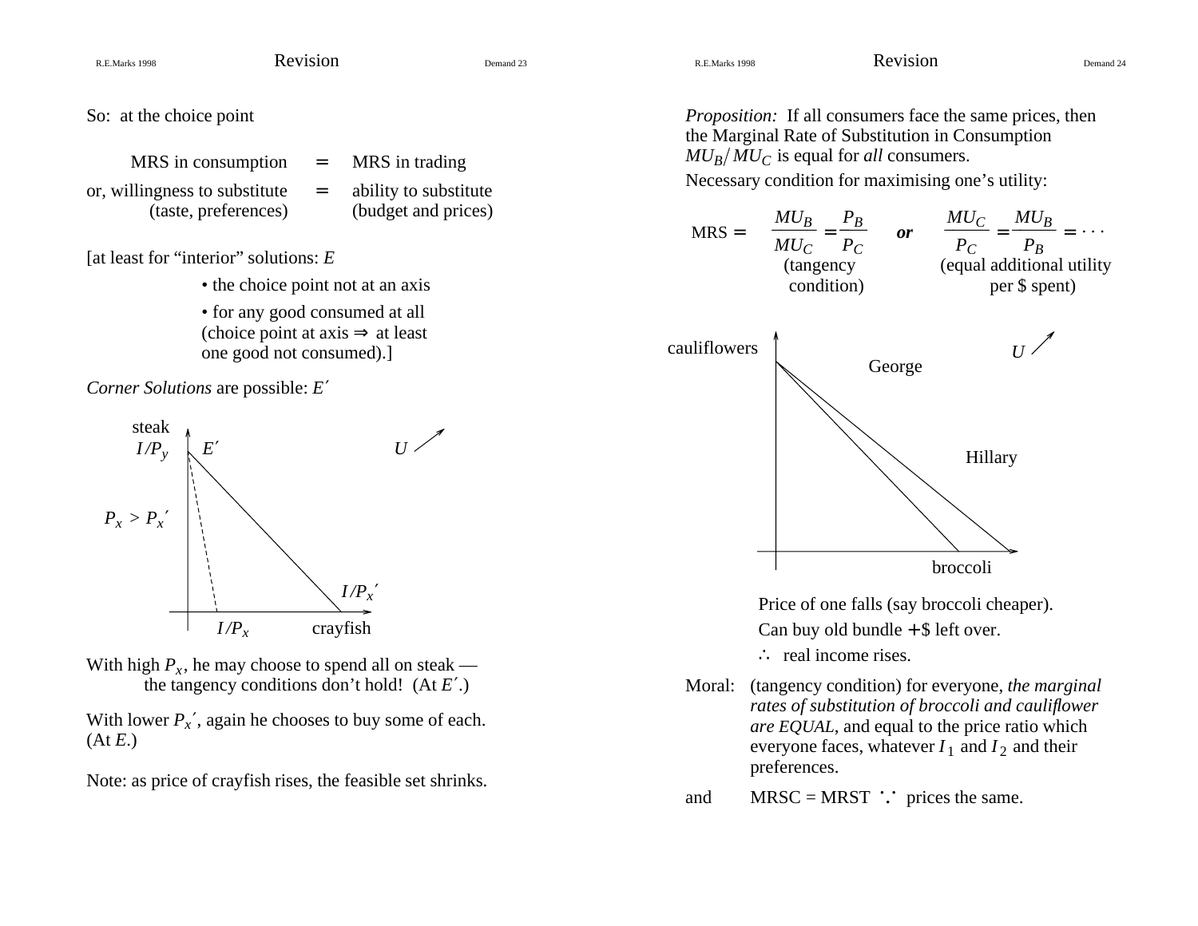So: at the choice point

| MRS in consumption | = | MRS in trading |
|---|---|---|
| or, willingness to substitute (taste, preferences) | = | ability to substitute (budget and prices) |

[at least for “interior” solutions: $E$

- the choice point not at an axis
- for any good consumed at all (choice point at axis ⇒ at least one good not consumed).]

*Corner Solutions* are possible: $E'$

steak $I/P_y$ $E'$ $U$

$P_x > P_x'$

$I/P_x'$

$I/P_x$ crayfish

With high $P_x$, he may choose to spend all on steak — the tangency conditions don’t hold! (At $E'$.)

With lower $P_x'$, again he chooses to buy some of each. (At $E$.)

Note: as price of crayfish rises, the feasible set shrinks.

*Proposition:* If all consumers face the same prices, then the Marginal Rate of Substitution in Consumption $MU_B / MU_C$ is equal for *all* consumers.

Necessary condition for maximising one’s utility:

$$\text{MRS} = \frac{MU_B}{MU_C} = \frac{P_B}{P_C} \quad \textbf{\textit{or}} \quad \frac{MU_C}{P_C} = \frac{MU_B}{P_B} = \cdots$$

(tangency condition) (equal additional utility per \$ spent)

cauliflowers $U$

George

Hillary

broccoli

Price of one falls (say broccoli cheaper).

Can buy old bundle +\$ left over.

∴ real income rises.

Moral: (tangency condition) for everyone, *the marginal rates of substitution of broccoli and cauliflower are EQUAL*, and equal to the price ratio which everyone faces, whatever $I_1$ and $I_2$ and their preferences.

and MRSC = MRST ∵ prices the same.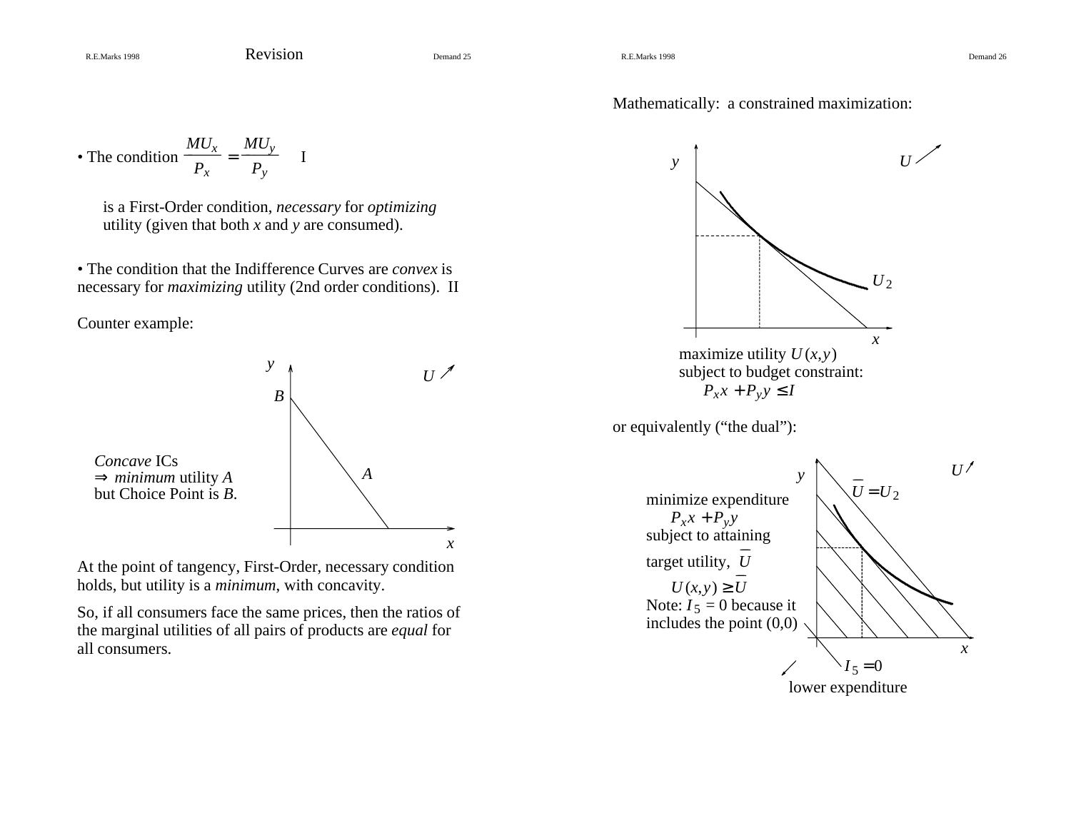## Revision

• The condition $\frac{MU_x}{P_x} = \frac{MU_y}{P_y}$ I

is a First-Order condition, *necessary* for *optimizing* utility (given that both $x$ and $y$ are consumed).

• The condition that the Indifference Curves are *convex* is necessary for *maximizing* utility (2nd order conditions). II

Counter example:

*Concave* ICs
⇒ *minimum* utility $A$
but Choice Point is $B$.

At the point of tangency, First-Order, necessary condition holds, but utility is a *minimum*, with concavity.

So, if all consumers face the same prices, then the ratios of the marginal utilities of all pairs of products are *equal* for all consumers.

Mathematically: a constrained maximization:

maximize utility $U(x,y)$
subject to budget constraint:
$P_x x + P_y y \le I$

or equivalently ("the dual"):

minimize expenditure
$P_x x + P_y y$
subject to attaining target utility, $\bar{U}$
$U(x,y) \ge \bar{U}$

Note: $I_5 = 0$ because it includes the point (0,0)

$\bar{U} = U_2$

$I_5 = 0$

lower expenditure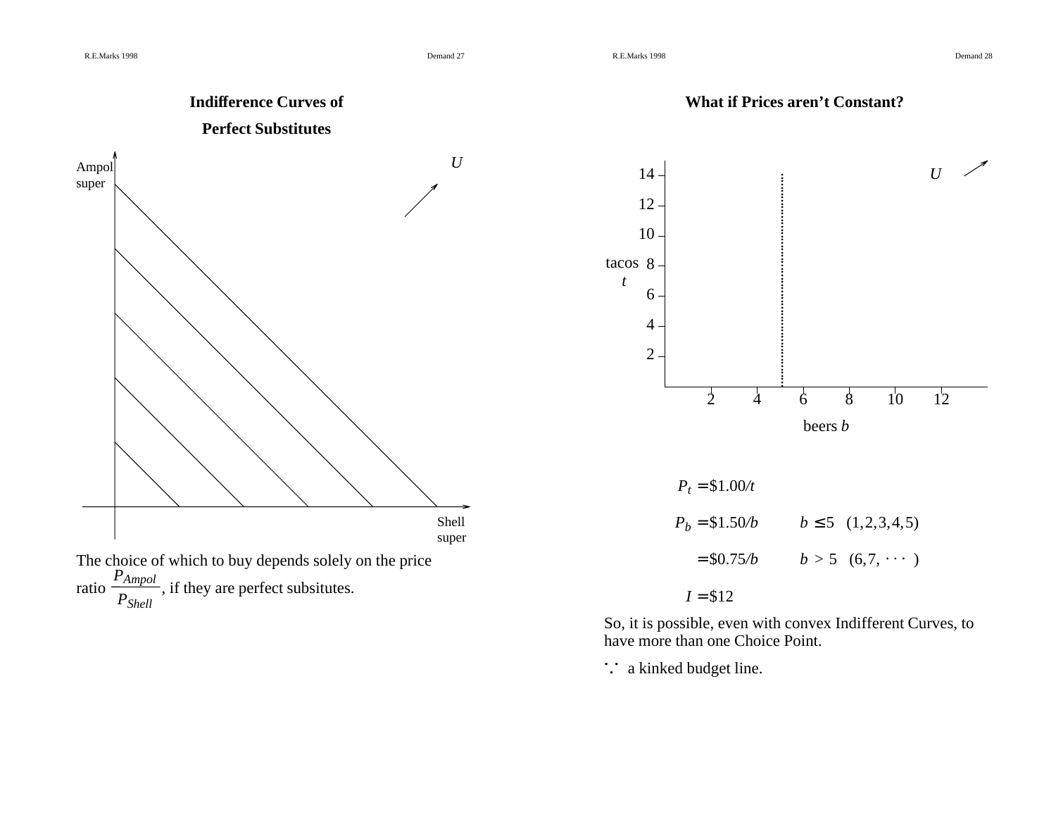## Indifference Curves of Perfect Substitutes

Ampol super

Shell super

$U$

The choice of which to buy depends solely on the price ratio $\frac{P_{Ampol}}{P_{Shell}}$, if they are perfect subsitutes.

## What if Prices aren't Constant?

tacos $t$

beers $b$

$U$

$P_t = \$1.00/t$

$P_b = \$1.50/b \qquad b \leq 5 \quad (1, 2, 3, 4, 5)$

$\quad\;\; = \$0.75/b \qquad b > 5 \quad (6, 7, \cdots)$

$I = \$12$

So, it is possible, even with convex Indifferent Curves, to have more than one Choice Point.

$\because$ a kinked budget line.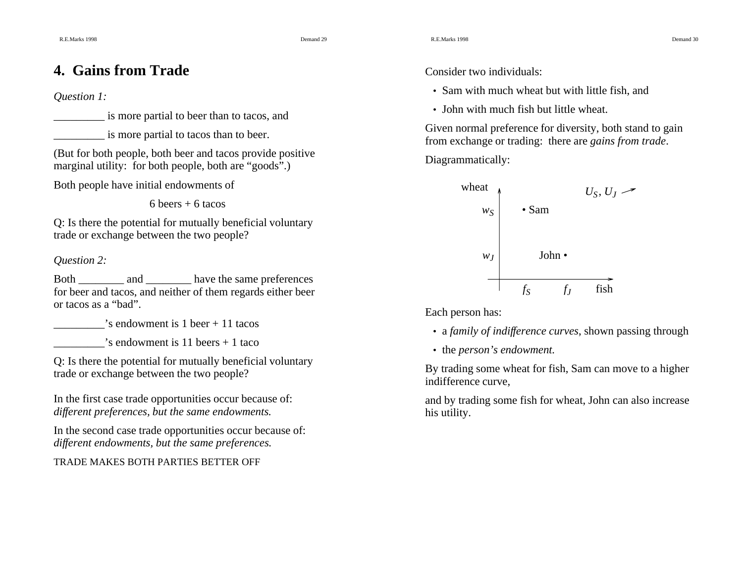# 4. Gains from Trade

*Question 1:*

_________ is more partial to beer than to tacos, and

_________ is more partial to tacos than to beer.

(But for both people, both beer and tacos provide positive marginal utility: for both people, both are "goods".)

Both people have initial endowments of

6 beers + 6 tacos

Q: Is there the potential for mutually beneficial voluntary trade or exchange between the two people?

*Question 2:*

Both ________ and ________ have the same preferences for beer and tacos, and neither of them regards either beer or tacos as a "bad".

_________'s endowment is 1 beer + 11 tacos

_________'s endowment is 11 beers + 1 taco

Q: Is there the potential for mutually beneficial voluntary trade or exchange between the two people?

In the first case trade opportunities occur because of: *different preferences, but the same endowments.*

In the second case trade opportunities occur because of: *different endowments, but the same preferences.*

TRADE MAKES BOTH PARTIES BETTER OFF

Consider two individuals:

- Sam with much wheat but with little fish, and
- John with much fish but little wheat.

Given normal preference for diversity, both stand to gain from exchange or trading: there are *gains from trade*.

Diagrammatically:

wheat, $U_S, U_J$ ↗

$w_S$ • Sam

$w_J$ John •

$f_S$ $f_J$ fish

Each person has:

- a *family of indifference curves*, shown passing through
- the *person's endowment.*

By trading some wheat for fish, Sam can move to a higher indifference curve,

and by trading some fish for wheat, John can also increase his utility.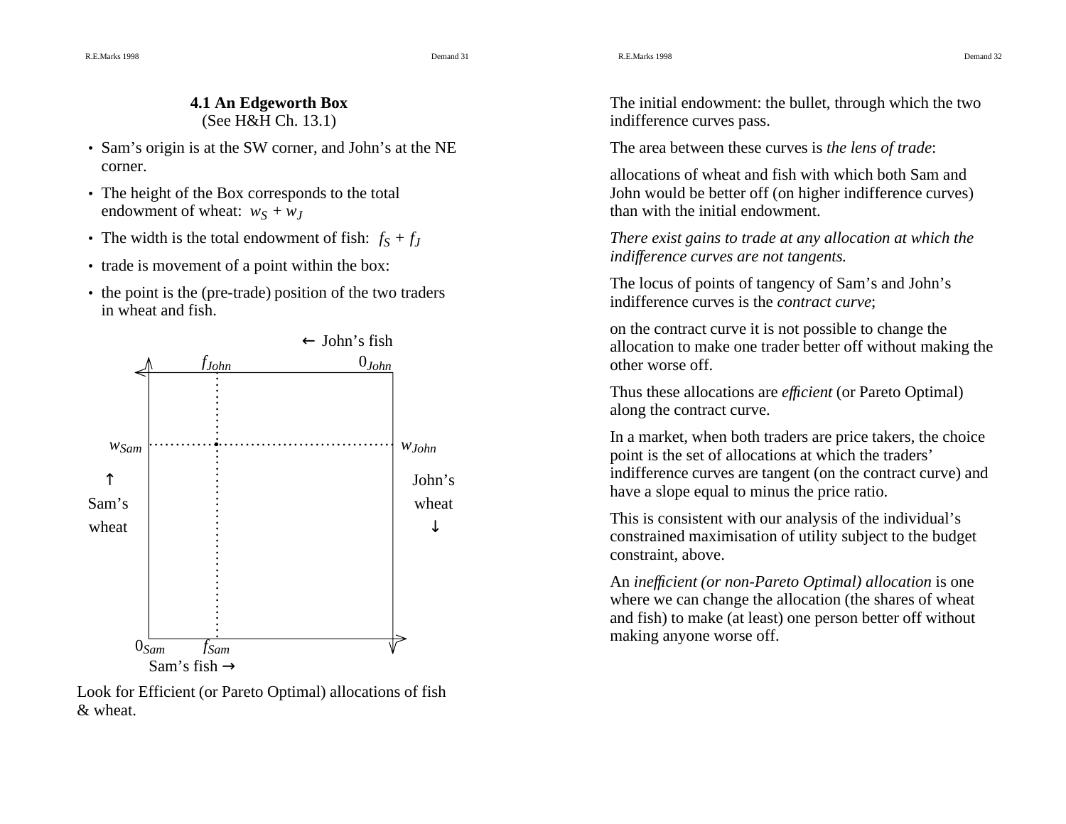## 4.1 An Edgeworth Box

(See H&H Ch. 13.1)

- Sam's origin is at the SW corner, and John's at the NE corner.
- The height of the Box corresponds to the total endowment of wheat: $w_S + w_J$
- The width is the total endowment of fish: $f_S + f_J$
- trade is movement of a point within the box:
- the point is the (pre-trade) position of the two traders in wheat and fish.

← John's fish

$f_{John}$ $0_{John}$

$w_{Sam}$ $w_{John}$

↑ Sam's wheat

John's wheat ↓

$0_{Sam}$ $f_{Sam}$

Sam's fish →

Look for Efficient (or Pareto Optimal) allocations of fish & wheat.

The initial endowment: the bullet, through which the two indifference curves pass.

The area between these curves is *the lens of trade*:

allocations of wheat and fish with which both Sam and John would be better off (on higher indifference curves) than with the initial endowment.

*There exist gains to trade at any allocation at which the indifference curves are not tangents.*

The locus of points of tangency of Sam's and John's indifference curves is the *contract curve*;

on the contract curve it is not possible to change the allocation to make one trader better off without making the other worse off.

Thus these allocations are *efficient* (or Pareto Optimal) along the contract curve.

In a market, when both traders are price takers, the choice point is the set of allocations at which the traders' indifference curves are tangent (on the contract curve) and have a slope equal to minus the price ratio.

This is consistent with our analysis of the individual's constrained maximisation of utility subject to the budget constraint, above.

An *inefficient (or non-Pareto Optimal) allocation* is one where we can change the allocation (the shares of wheat and fish) to make (at least) one person better off without making anyone worse off.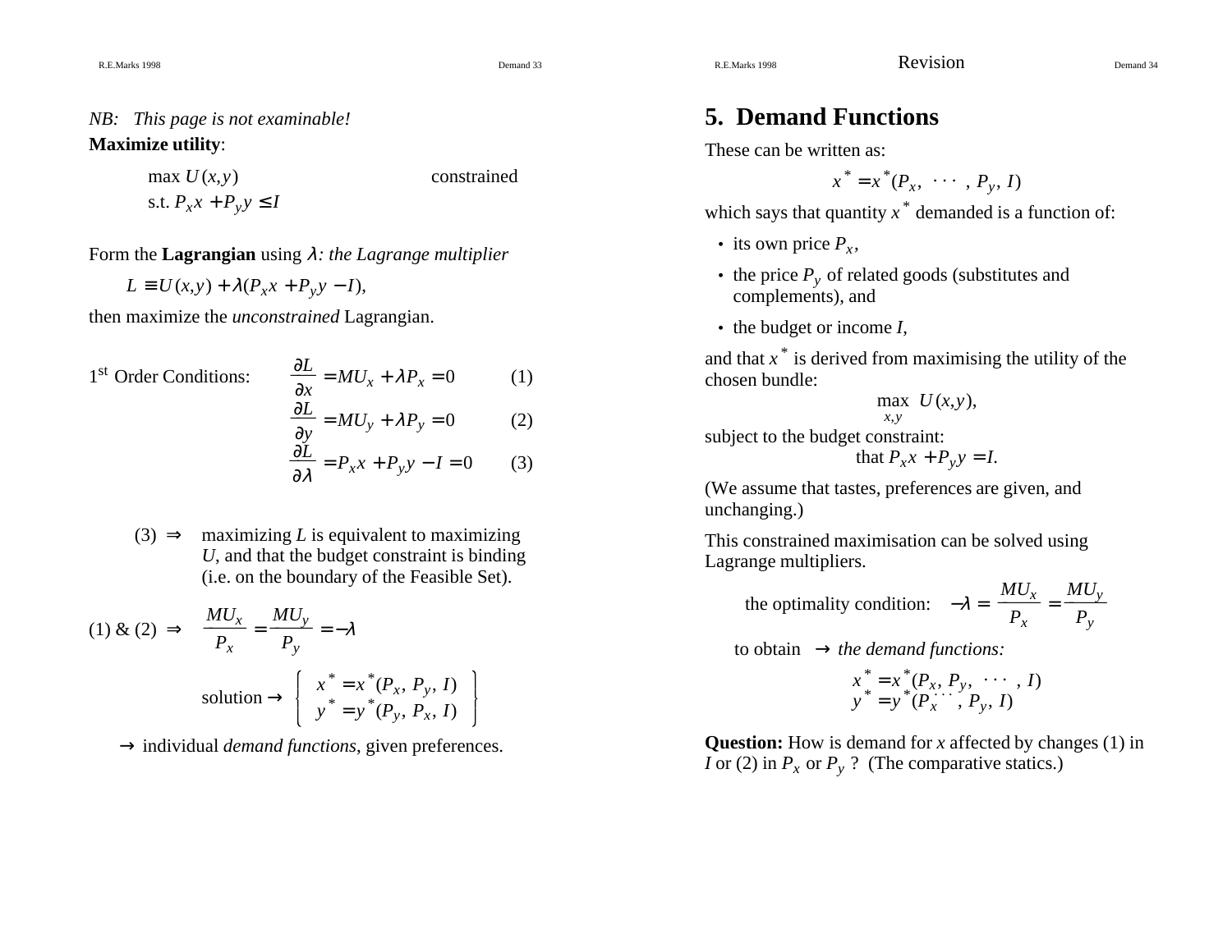*NB: This page is not examinable!*

**Maximize utility**:

$$\max U(x,y) \qquad \text{constrained}$$
$$\text{s.t. } P_x x + P_y y \le I$$

Form the **Lagrangian** using $\lambda$*: the Lagrange multiplier*

$$L \equiv U(x,y) + \lambda(P_x x + P_y y - I),$$

then maximize the *unconstrained* Lagrangian.

1st Order Conditions:

$$\frac{\partial L}{\partial x} = MU_x + \lambda P_x = 0 \qquad (1)$$

$$\frac{\partial L}{\partial y} = MU_y + \lambda P_y = 0 \qquad (2)$$

$$\frac{\partial L}{\partial \lambda} = P_x x + P_y y - I = 0 \qquad (3)$$

(3) $\Rightarrow$ maximizing $L$ is equivalent to maximizing $U$, and that the budget constraint is binding (i.e. on the boundary of the Feasible Set).

(1) & (2) $\Rightarrow$ $\dfrac{MU_x}{P_x} = \dfrac{MU_y}{P_y} = -\lambda$

$$\text{solution} \rightarrow \left\{ \begin{array}{l} x^* = x^*(P_x, P_y, I) \\ y^* = y^*(P_y, P_x, I) \end{array} \right\}$$

$\rightarrow$ individual *demand functions*, given preferences.

# 5. Demand Functions

These can be written as:

$$x^* = x^*(P_x, \cdots, P_y, I)$$

which says that quantity $x^*$ demanded is a function of:

- its own price $P_x$,
- the price $P_y$ of related goods (substitutes and complements), and
- the budget or income $I$,

and that $x^*$ is derived from maximising the utility of the chosen bundle:

$$\max_{x,y} U(x,y),$$

subject to the budget constraint:

$$\text{that } P_x x + P_y y = I.$$

(We assume that tastes, preferences are given, and unchanging.)

This constrained maximisation can be solved using Lagrange multipliers.

the optimality condition: $\quad -\lambda = \dfrac{MU_x}{P_x} = \dfrac{MU_y}{P_y}$

to obtain $\rightarrow$ *the demand functions:*

$$x^* = x^*(P_x, P_y, \cdots, I)$$
$$y^* = y^*(P_x^{\cdots}, P_y, I)$$

**Question:** How is demand for $x$ affected by changes (1) in $I$ or (2) in $P_x$ or $P_y$ ? (The comparative statics.)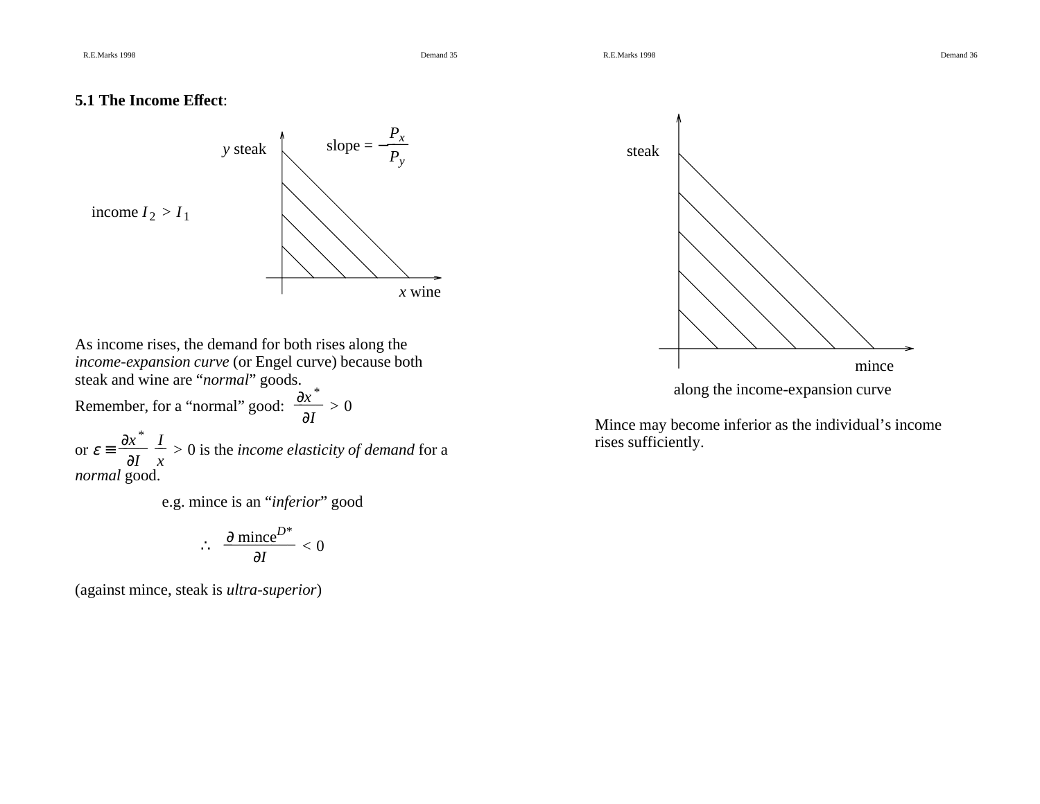## 5.1 The Income Effect:

income $I_2 > I_1$

slope = $-\frac{P_x}{P_y}$

$y$ steak

$x$ wine

As income rises, the demand for both rises along the *income-expansion curve* (or Engel curve) because both steak and wine are "*normal*" goods.

Remember, for a "normal" good: $\frac{\partial x^*}{\partial I} > 0$

or $\varepsilon \equiv \frac{\partial x^*}{\partial I} \frac{I}{x} > 0$ is the *income elasticity of demand* for a *normal* good.

e.g. mince is an "*inferior*" good

$$\therefore \quad \frac{\partial \, \text{mince}^{D*}}{\partial I} < 0$$

(against mince, steak is *ultra-superior*)

steak

mince

along the income-expansion curve

Mince may become inferior as the individual's income rises sufficiently.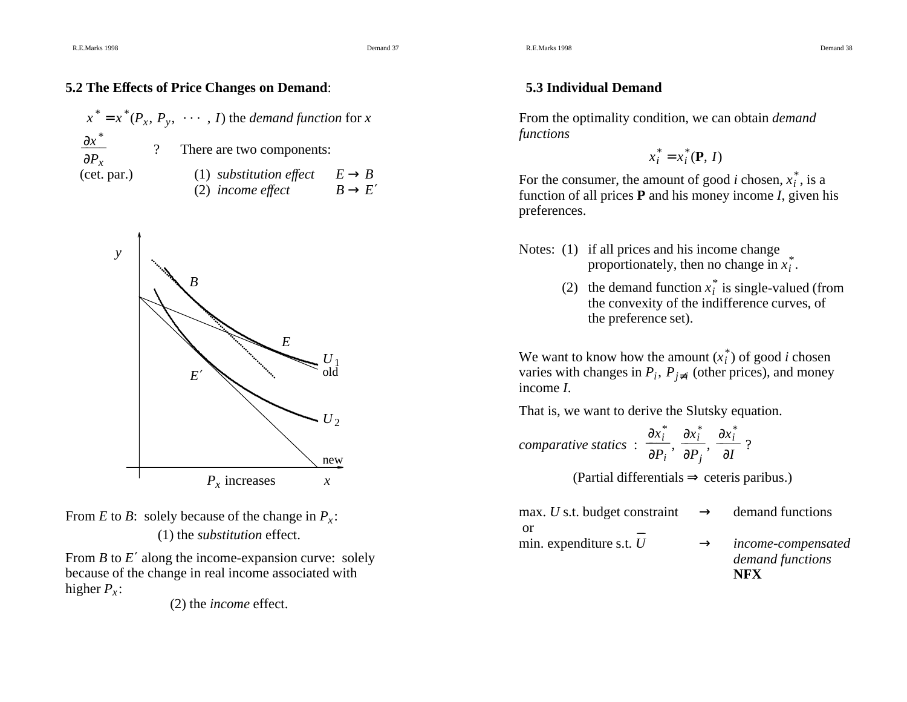## 5.2 The Effects of Price Changes on Demand:

$x^* = x^*(P_x, P_y, \cdots, I)$ the *demand function* for $x$

$\frac{\partial x^*}{\partial P_x}$ (cet. par.) ? There are two components:

(1) *substitution effect* $E \rightarrow B$

(2) *income effect* $B \rightarrow E'$

From $E$ to $B$: solely because of the change in $P_x$:

(1) the *substitution* effect.

From $B$ to $E'$ along the income-expansion curve: solely because of the change in real income associated with higher $P_x$:

(2) the *income* effect.

## 5.3 Individual Demand

From the optimality condition, we can obtain *demand functions*

$$x_i^* = x_i^*(\mathbf{P}, I)$$

For the consumer, the amount of good $i$ chosen, $x_i^*$, is a function of all prices $\mathbf{P}$ and his money income $I$, given his preferences.

Notes: (1) if all prices and his income change proportionately, then no change in $x_i^*$.

(2) the demand function $x_i^*$ is single-valued (from the convexity of the indifference curves, of the preference set).

We want to know how the amount ($x_i^*$) of good $i$ chosen varies with changes in $P_i$, $P_{j \neq i}$ (other prices), and money income $I$.

That is, we want to derive the Slutsky equation.

*comparative statics* : $\frac{\partial x_i^*}{\partial P_i}, \frac{\partial x_i^*}{\partial P_j}, \frac{\partial x_i^*}{\partial I}$ ?

(Partial differentials $\Rightarrow$ ceteris paribus.)

max. $U$ s.t. budget constraint $\rightarrow$ demand functions

or

min. expenditure s.t. $\bar{U}$ $\rightarrow$ *income-compensated demand functions* **NFX**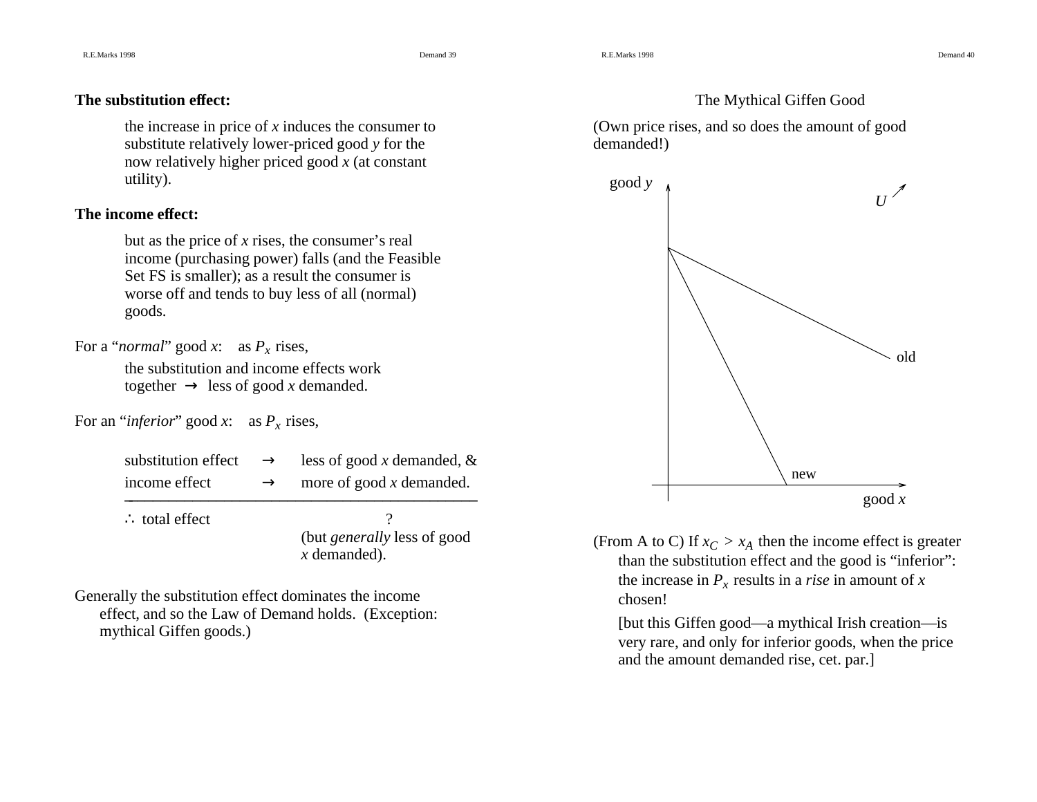**The substitution effect:**

> the increase in price of $x$ induces the consumer to substitute relatively lower-priced good $y$ for the now relatively higher priced good $x$ (at constant utility).

**The income effect:**

> but as the price of $x$ rises, the consumer's real income (purchasing power) falls (and the Feasible Set FS is smaller); as a result the consumer is worse off and tends to buy less of all (normal) goods.

For a "*normal*" good $x$: as $P_x$ rises,

> the substitution and income effects work together → less of good $x$ demanded.

For an "*inferior*" good $x$: as $P_x$ rises,

| | | |
|---|---|---|
| substitution effect | → | less of good $x$ demanded, & |
| income effect | → | more of good $x$ demanded. |
| ∴ total effect | | ? (but *generally* less of good $x$ demanded). |

Generally the substitution effect dominates the income effect, and so the Law of Demand holds. (Exception: mythical Giffen goods.)

## The Mythical Giffen Good

(Own price rises, and so does the amount of good demanded!)

(From A to C) If $x_C > x_A$ then the income effect is greater than the substitution effect and the good is "inferior": the increase in $P_x$ results in a *rise* in amount of $x$ chosen!

[but this Giffen good—a mythical Irish creation—is very rare, and only for inferior goods, when the price and the amount demanded rise, cet. par.]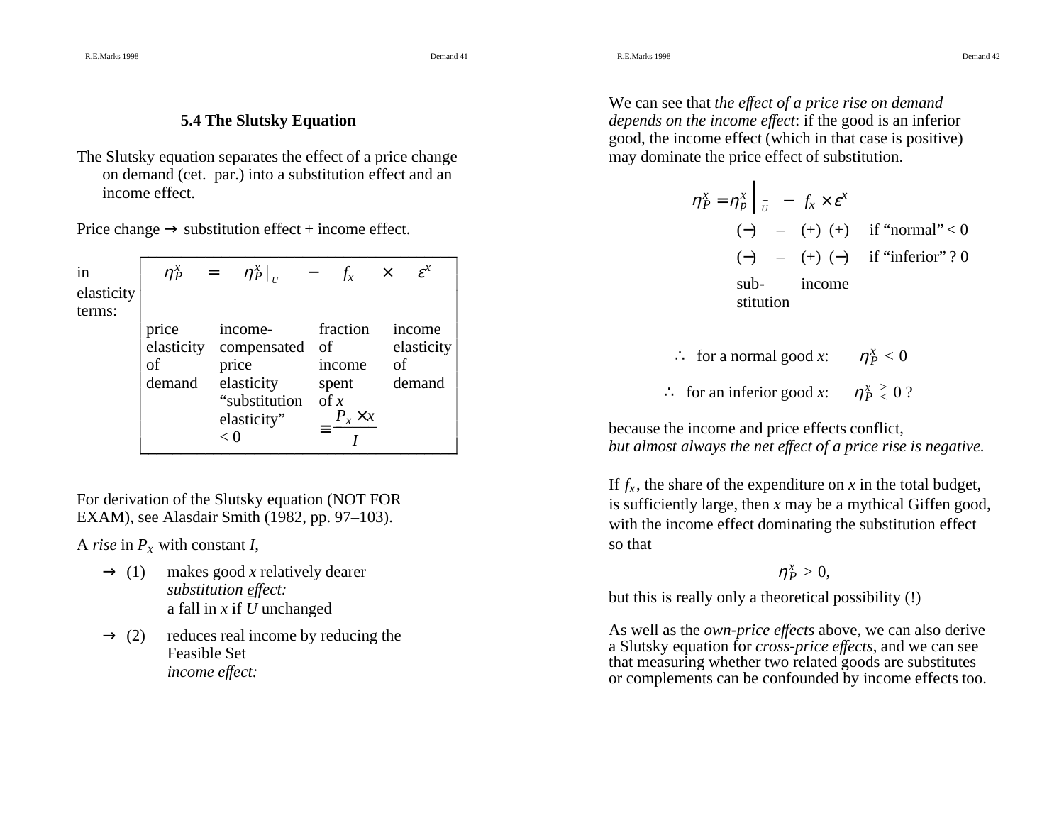### 5.4 The Slutsky Equation

The Slutsky equation separates the effect of a price change on demand (cet. par.) into a substitution effect and an income effect.

Price change → substitution effect + income effect.

in elasticity terms:

| $\eta^x_P$ | $=$ | $\eta^x_P\big\|_{\bar{U}}$ | $-$ | $f_x$ | $\times$ | $\varepsilon^x$ |
|---|---|---|---|---|---|---|
| price elasticity of demand | | income-compensated price elasticity "substitution elasticity" < 0 | | fraction of income spent of $x$ $\equiv \frac{P_x \times x}{I}$ | | income elasticity of demand |

For derivation of the Slutsky equation (NOT FOR EXAM), see Alasdair Smith (1982, pp. 97–103).

A *rise* in $P_x$ with constant $I$,

→ (1) makes good $x$ relatively dearer
*substitution effect:*
a fall in $x$ if $U$ unchanged

→ (2) reduces real income by reducing the Feasible Set
*income effect:*

We can see that *the effect of a price rise on demand depends on the income effect*: if the good is an inferior good, the income effect (which in that case is positive) may dominate the price effect of substitution.

$$\eta^x_P = \eta^x_P\Big|_{\bar{U}} - f_x \times \varepsilon^x$$

| | | | | |
|---|---|---|---|---|
| (−) | – | (+) | (+) | if "normal" < 0 |
| (−) | – | (+) | (−) | if "inferior" ? 0 |
| sub-stitution | | income | | |

∴ for a normal good $x$: $\eta^x_P < 0$

∴ for an inferior good $x$: $\eta^x_P \gtrless 0$ ?

because the income and price effects conflict,
*but almost always the net effect of a price rise is negative.*

If $f_x$, the share of the expenditure on $x$ in the total budget, is sufficiently large, then $x$ may be a mythical Giffen good, with the income effect dominating the substitution effect so that

$$\eta^x_P > 0,$$

but this is really only a theoretical possibility (!)

As well as the *own-price effects* above, we can also derive a Slutsky equation for *cross-price effects*, and we can see that measuring whether two related goods are substitutes or complements can be confounded by income effects too.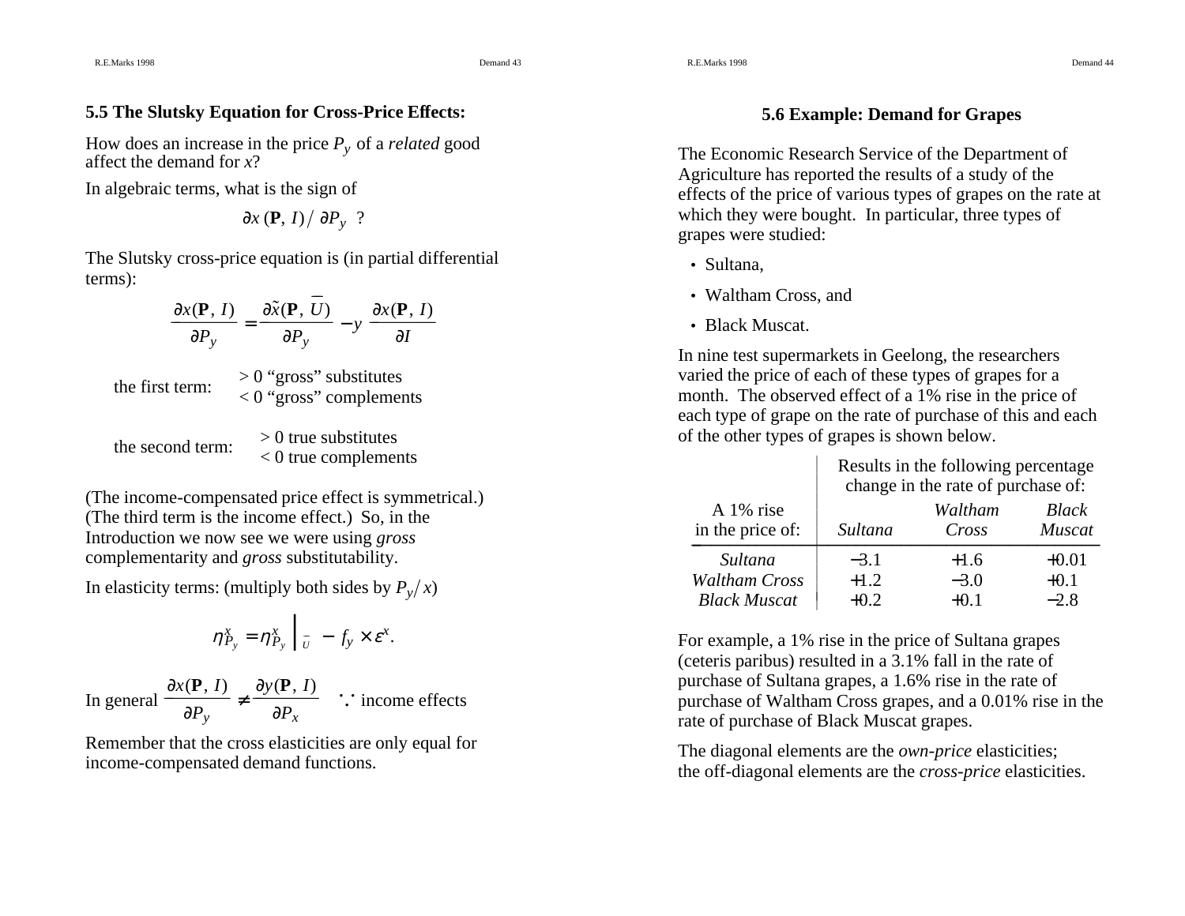## 5.5 The Slutsky Equation for Cross-Price Effects:

How does an increase in the price $P_y$ of a *related* good affect the demand for $x$?

In algebraic terms, what is the sign of

$$\partial x(\mathbf{P}, I) / \partial P_y \ ?$$

The Slutsky cross-price equation is (in partial differential terms):

$$\frac{\partial x(\mathbf{P}, I)}{\partial P_y} = \frac{\partial \tilde{x}(\mathbf{P}, \overline{U})}{\partial P_y} - y \frac{\partial x(\mathbf{P}, I)}{\partial I}$$

the first term: > 0 "gross" substitutes
< 0 "gross" complements

the second term: > 0 true substitutes
< 0 true complements

(The income-compensated price effect is symmetrical.)
(The third term is the income effect.) So, in the Introduction we now see we were using *gross* complementarity and *gross* substitutability.

In elasticity terms: (multiply both sides by $P_y / x$)

$$\eta^x_{P_y} = \eta^x_{P_y}\Big|_{\overline{U}} - f_y \times \varepsilon^x.$$

In general $\dfrac{\partial x(\mathbf{P}, I)}{\partial P_y} \neq \dfrac{\partial y(\mathbf{P}, I)}{\partial P_x}$ $\because$ income effects

Remember that the cross elasticities are only equal for income-compensated demand functions.

## 5.6 Example: Demand for Grapes

The Economic Research Service of the Department of Agriculture has reported the results of a study of the effects of the price of various types of grapes on the rate at which they were bought. In particular, three types of grapes were studied:

- Sultana,
- Waltham Cross, and
- Black Muscat.

In nine test supermarkets in Geelong, the researchers varied the price of each of these types of grapes for a month. The observed effect of a 1% rise in the price of each type of grape on the rate of purchase of this and each of the other types of grapes is shown below.

| | Results in the following percentage change in the rate of purchase of: | | |
|---|---|---|---|
| A 1% rise in the price of: | *Sultana* | *Waltham Cross* | *Black Muscat* |
| *Sultana* | −3.1 | +1.6 | +0.01 |
| *Waltham Cross* | +1.2 | −3.0 | +0.1 |
| *Black Muscat* | +0.2 | +0.1 | −2.8 |

For example, a 1% rise in the price of Sultana grapes (ceteris paribus) resulted in a 3.1% fall in the rate of purchase of Sultana grapes, a 1.6% rise in the rate of purchase of Waltham Cross grapes, and a 0.01% rise in the rate of purchase of Black Muscat grapes.

The diagonal elements are the *own-price* elasticities;
the off-diagonal elements are the *cross-price* elasticities.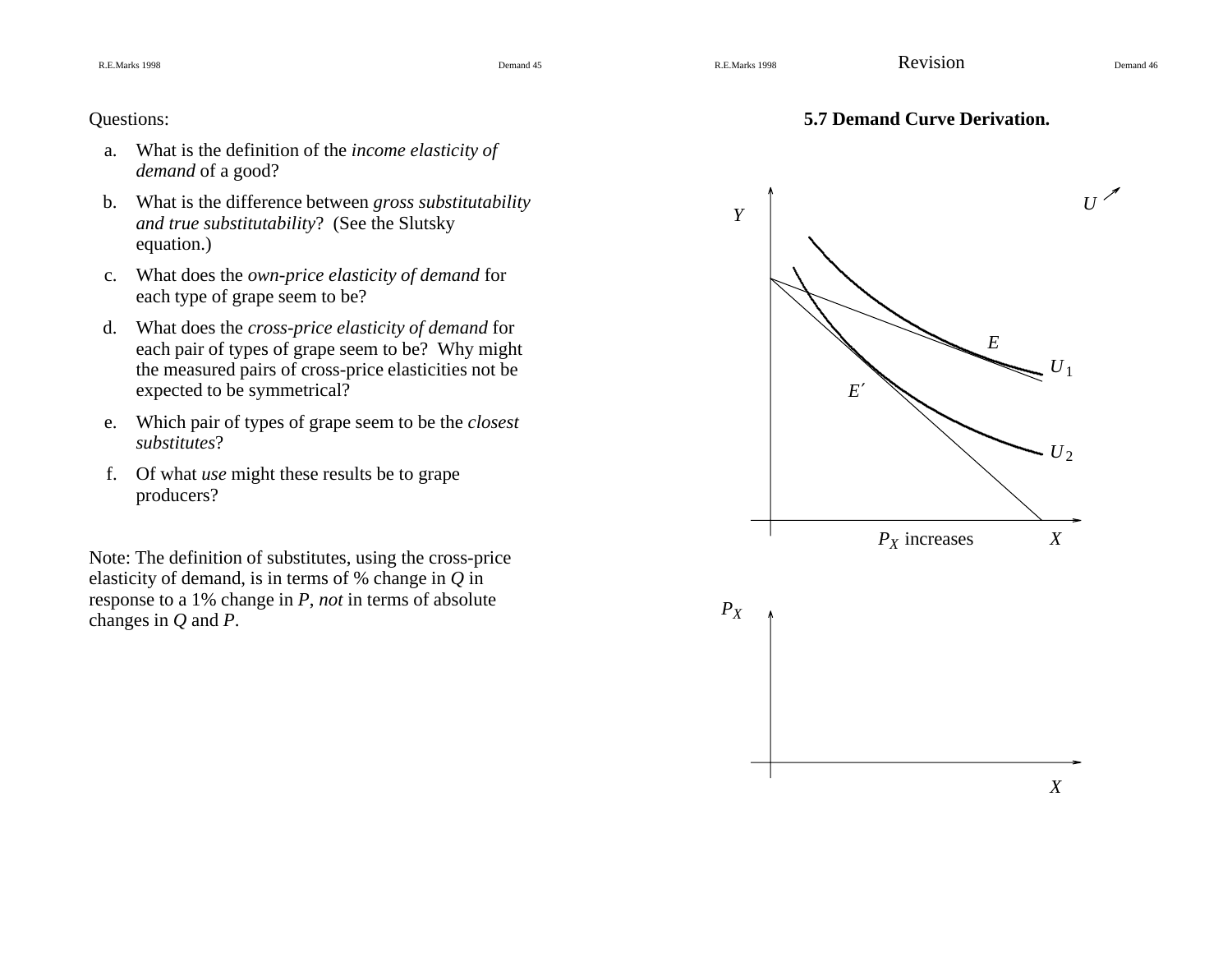Questions:

a. What is the definition of the *income elasticity of demand* of a good?

b. What is the difference between *gross substitutability and true substitutability*? (See the Slutsky equation.)

c. What does the *own-price elasticity of demand* for each type of grape seem to be?

d. What does the *cross-price elasticity of demand* for each pair of types of grape seem to be? Why might the measured pairs of cross-price elasticities not be expected to be symmetrical?

e. Which pair of types of grape seem to be the *closest substitutes*?

f. Of what *use* might these results be to grape producers?

Note: The definition of substitutes, using the cross-price elasticity of demand, is in terms of % change in $Q$ in response to a 1% change in $P$, *not* in terms of absolute changes in $Q$ and $P$.

Revision

**5.7 Demand Curve Derivation.**

$Y$ $U$ ↗

$E$ $U_1$

$E'$ $U_2$

$P_X$ increases $X$

$P_X$

$X$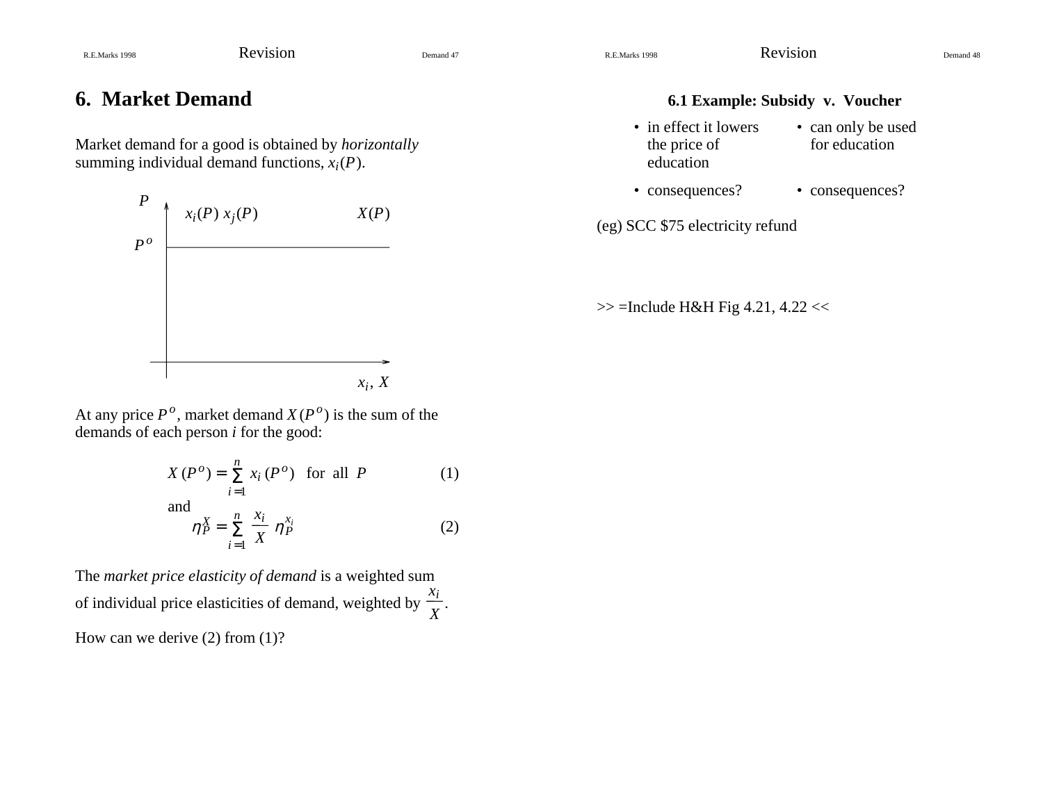# 6. Market Demand

Market demand for a good is obtained by *horizontally* summing individual demand functions, $x_i(P)$.

$P$ &nbsp; $x_i(P)$ $x_j(P)$ &nbsp; $X(P)$

$P^o$

$x_i$, $X$

At any price $P^o$, market demand $X(P^o)$ is the sum of the demands of each person $i$ for the good:

$$X(P^o) = \sum_{i=1}^{n} x_i(P^o) \quad \text{for all } P \tag{1}$$

and

$$\eta_P^X = \sum_{i=1}^{n} \frac{x_i}{X} \, \eta_P^{x_i} \tag{2}$$

The *market price elasticity of demand* is a weighted sum of individual price elasticities of demand, weighted by $\frac{x_i}{X}$.

How can we derive (2) from (1)?

### 6.1 Example: Subsidy v. Voucher

| | |
|---|---|
| • in effect it lowers the price of education | • can only be used for education |
| • consequences? | • consequences? |

(eg) SCC $75 electricity refund

>> =Include H&H Fig 4.21, 4.22 <<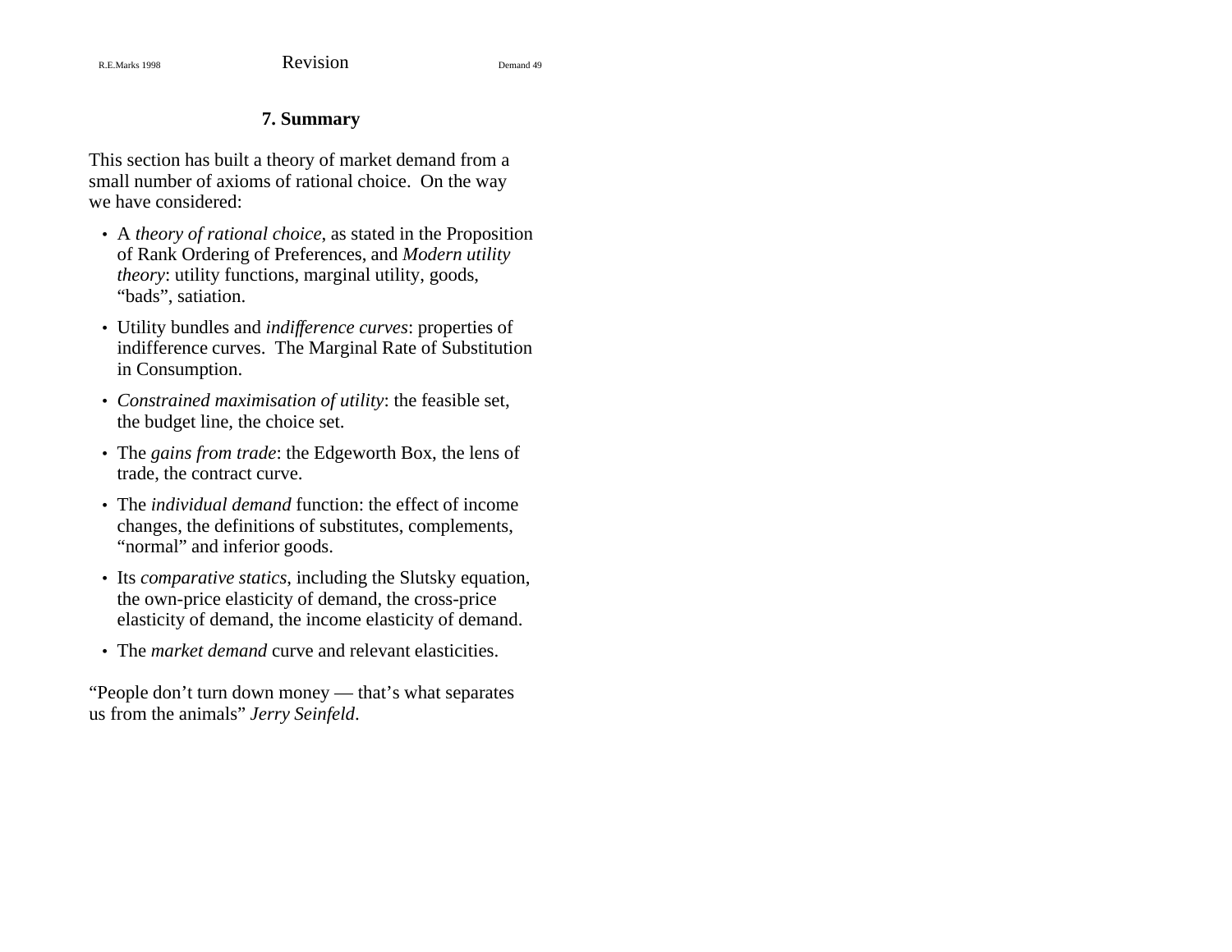## 7. Summary

This section has built a theory of market demand from a small number of axioms of rational choice. On the way we have considered:

- A *theory of rational choice*, as stated in the Proposition of Rank Ordering of Preferences, and *Modern utility theory*: utility functions, marginal utility, goods, "bads", satiation.
- Utility bundles and *indifference curves*: properties of indifference curves. The Marginal Rate of Substitution in Consumption.
- *Constrained maximisation of utility*: the feasible set, the budget line, the choice set.
- The *gains from trade*: the Edgeworth Box, the lens of trade, the contract curve.
- The *individual demand* function: the effect of income changes, the definitions of substitutes, complements, "normal" and inferior goods.
- Its *comparative statics*, including the Slutsky equation, the own-price elasticity of demand, the cross-price elasticity of demand, the income elasticity of demand.
- The *market demand* curve and relevant elasticities.

"People don't turn down money — that's what separates us from the animals" *Jerry Seinfeld*.